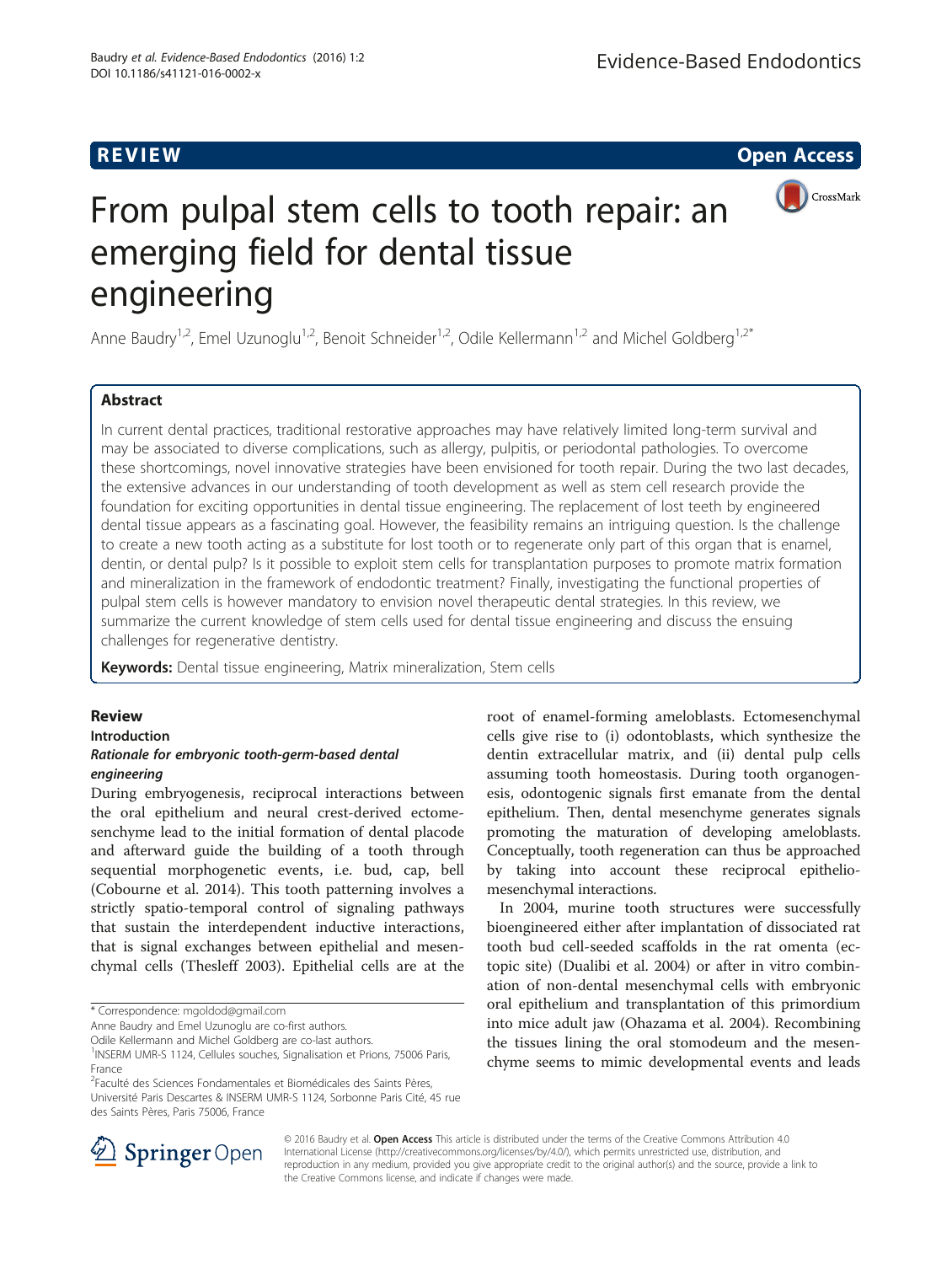**REVIEW** **Open Access**

# From pulpal stem cells to tooth repair: an emerging field for dental tissue engineering

Anne Baudry[1,2], Emel Uzunoglu[1,2], Benoit Schneider[1,2], Odile Kellermann[1,2] and Michel Goldberg[1,2*]

## Abstract

In current dental practices, traditional restorative approaches may have relatively limited long-term survival and may be associated to diverse complications, such as allergy, pulpitis, or periodontal pathologies. To overcome these shortcomings, novel innovative strategies have been envisioned for tooth repair. During the two last decades, the extensive advances in our understanding of tooth development as well as stem cell research provide the foundation for exciting opportunities in dental tissue engineering. The replacement of lost teeth by engineered dental tissue appears as a fascinating goal. However, the feasibility remains an intriguing question. Is the challenge to create a new tooth acting as a substitute for lost tooth or to regenerate only part of this organ that is enamel, dentin, or dental pulp? Is it possible to exploit stem cells for transplantation purposes to promote matrix formation and mineralization in the framework of endodontic treatment? Finally, investigating the functional properties of pulpal stem cells is however mandatory to envision novel therapeutic dental strategies. In this review, we summarize the current knowledge of stem cells used for dental tissue engineering and discuss the ensuing challenges for regenerative dentistry.

**Keywords:** Dental tissue engineering, Matrix mineralization, Stem cells

## Review

### Introduction

#### Rationale for embryonic tooth-germ-based dental engineering

During embryogenesis, reciprocal interactions between the oral epithelium and neural crest-derived ectomesenchyme lead to the initial formation of dental placode and afterward guide the building of a tooth through sequential morphogenetic events, i.e. bud, cap, bell (Cobourne et al. 2014). This tooth patterning involves a strictly spatio-temporal control of signaling pathways that sustain the interdependent inductive interactions, that is signal exchanges between epithelial and mesenchymal cells (Thesleff 2003). Epithelial cells are at the root of enamel-forming ameloblasts. Ectomesenchymal cells give rise to (i) odontoblasts, which synthesize the dentin extracellular matrix, and (ii) dental pulp cells assuming tooth homeostasis. During tooth organogenesis, odontogenic signals first emanate from the dental epithelium. Then, dental mesenchyme generates signals promoting the maturation of developing ameloblasts. Conceptually, tooth regeneration can thus be approached by taking into account these reciprocal epithelio-mesenchymal interactions.

In 2004, murine tooth structures were successfully bioengineered either after implantation of dissociated rat tooth bud cell-seeded scaffolds in the rat omenta (ectopic site) (Dualibi et al. 2004) or after in vitro combination of non-dental mesenchymal cells with embryonic oral epithelium and transplantation of this primordium into mice adult jaw (Ohazama et al. 2004). Recombining the tissues lining the oral stomodeum and the mesenchyme seems to mimic developmental events and leads

\* Correspondence: mgoldod@gmail.com

Anne Baudry and Emel Uzunoglu are co-first authors.

Odile Kellermann and Michel Goldberg are co-last authors.

[1]INSERM UMR-S 1124, Cellules souches, Signalisation et Prions, 75006 Paris, France

[2]Faculté des Sciences Fondamentales et Biomédicales des Saints Pères, Université Paris Descartes & INSERM UMR-S 1124, Sorbonne Paris Cité, 45 rue des Saints Pères, Paris 75006, France

© 2016 Baudry et al. **Open Access** This article is distributed under the terms of the Creative Commons Attribution 4.0 International License (http://creativecommons.org/licenses/by/4.0/), which permits unrestricted use, distribution, and reproduction in any medium, provided you give appropriate credit to the original author(s) and the source, provide a link to the Creative Commons license, and indicate if changes were made.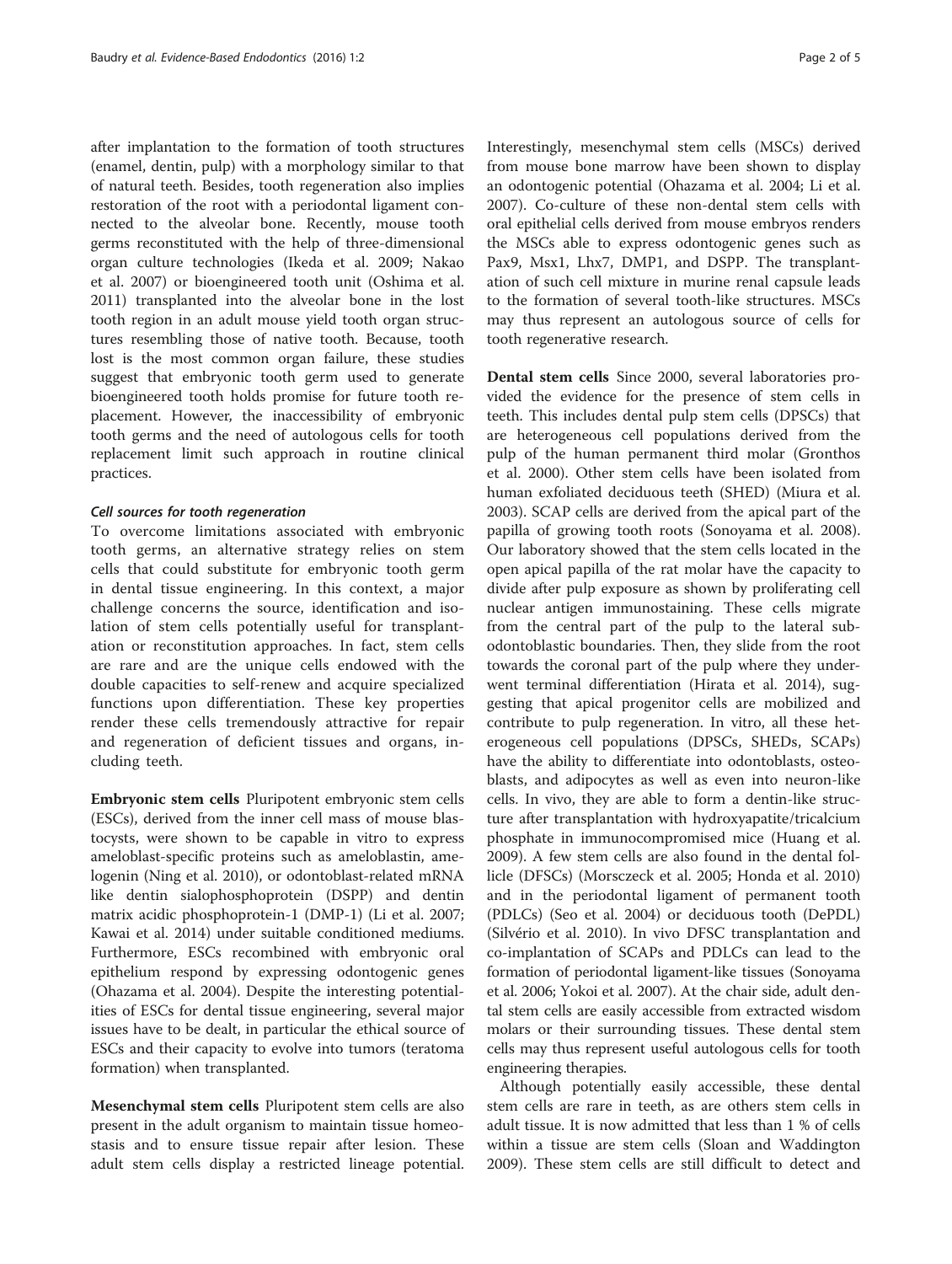after implantation to the formation of tooth structures (enamel, dentin, pulp) with a morphology similar to that of natural teeth. Besides, tooth regeneration also implies restoration of the root with a periodontal ligament connected to the alveolar bone. Recently, mouse tooth germs reconstituted with the help of three-dimensional organ culture technologies (Ikeda et al. 2009; Nakao et al. 2007) or bioengineered tooth unit (Oshima et al. 2011) transplanted into the alveolar bone in the lost tooth region in an adult mouse yield tooth organ structures resembling those of native tooth. Because, tooth lost is the most common organ failure, these studies suggest that embryonic tooth germ used to generate bioengineered tooth holds promise for future tooth replacement. However, the inaccessibility of embryonic tooth germs and the need of autologous cells for tooth replacement limit such approach in routine clinical practices.

#### *Cell sources for tooth regeneration*

To overcome limitations associated with embryonic tooth germs, an alternative strategy relies on stem cells that could substitute for embryonic tooth germ in dental tissue engineering. In this context, a major challenge concerns the source, identification and isolation of stem cells potentially useful for transplantation or reconstitution approaches. In fact, stem cells are rare and are the unique cells endowed with the double capacities to self-renew and acquire specialized functions upon differentiation. These key properties render these cells tremendously attractive for repair and regeneration of deficient tissues and organs, including teeth.

**Embryonic stem cells** Pluripotent embryonic stem cells (ESCs), derived from the inner cell mass of mouse blastocysts, were shown to be capable in vitro to express ameloblast-specific proteins such as ameloblastin, amelogenin (Ning et al. 2010), or odontoblast-related mRNA like dentin sialophosphoprotein (DSPP) and dentin matrix acidic phosphoprotein-1 (DMP-1) (Li et al. 2007; Kawai et al. 2014) under suitable conditioned mediums. Furthermore, ESCs recombined with embryonic oral epithelium respond by expressing odontogenic genes (Ohazama et al. 2004). Despite the interesting potentialities of ESCs for dental tissue engineering, several major issues have to be dealt, in particular the ethical source of ESCs and their capacity to evolve into tumors (teratoma formation) when transplanted.

**Mesenchymal stem cells** Pluripotent stem cells are also present in the adult organism to maintain tissue homeostasis and to ensure tissue repair after lesion. These adult stem cells display a restricted lineage potential. Interestingly, mesenchymal stem cells (MSCs) derived from mouse bone marrow have been shown to display an odontogenic potential (Ohazama et al. 2004; Li et al. 2007). Co-culture of these non-dental stem cells with oral epithelial cells derived from mouse embryos renders the MSCs able to express odontogenic genes such as Pax9, Msx1, Lhx7, DMP1, and DSPP. The transplantation of such cell mixture in murine renal capsule leads to the formation of several tooth-like structures. MSCs may thus represent an autologous source of cells for tooth regenerative research.

**Dental stem cells** Since 2000, several laboratories provided the evidence for the presence of stem cells in teeth. This includes dental pulp stem cells (DPSCs) that are heterogeneous cell populations derived from the pulp of the human permanent third molar (Gronthos et al. 2000). Other stem cells have been isolated from human exfoliated deciduous teeth (SHED) (Miura et al. 2003). SCAP cells are derived from the apical part of the papilla of growing tooth roots (Sonoyama et al. 2008). Our laboratory showed that the stem cells located in the open apical papilla of the rat molar have the capacity to divide after pulp exposure as shown by proliferating cell nuclear antigen immunostaining. These cells migrate from the central part of the pulp to the lateral sub-odontoblastic boundaries. Then, they slide from the root towards the coronal part of the pulp where they underwent terminal differentiation (Hirata et al. 2014), suggesting that apical progenitor cells are mobilized and contribute to pulp regeneration. In vitro, all these heterogeneous cell populations (DPSCs, SHEDs, SCAPs) have the ability to differentiate into odontoblasts, osteoblasts, and adipocytes as well as even into neuron-like cells. In vivo, they are able to form a dentin-like structure after transplantation with hydroxyapatite/tricalcium phosphate in immunocompromised mice (Huang et al. 2009). A few stem cells are also found in the dental follicle (DFSCs) (Morsczeck et al. 2005; Honda et al. 2010) and in the periodontal ligament of permanent tooth (PDLCs) (Seo et al. 2004) or deciduous tooth (DePDL) (Silvério et al. 2010). In vivo DFSC transplantation and co-implantation of SCAPs and PDLCs can lead to the formation of periodontal ligament-like tissues (Sonoyama et al. 2006; Yokoi et al. 2007). At the chair side, adult dental stem cells are easily accessible from extracted wisdom molars or their surrounding tissues. These dental stem cells may thus represent useful autologous cells for tooth engineering therapies.

Although potentially easily accessible, these dental stem cells are rare in teeth, as are others stem cells in adult tissue. It is now admitted that less than 1 % of cells within a tissue are stem cells (Sloan and Waddington 2009). These stem cells are still difficult to detect and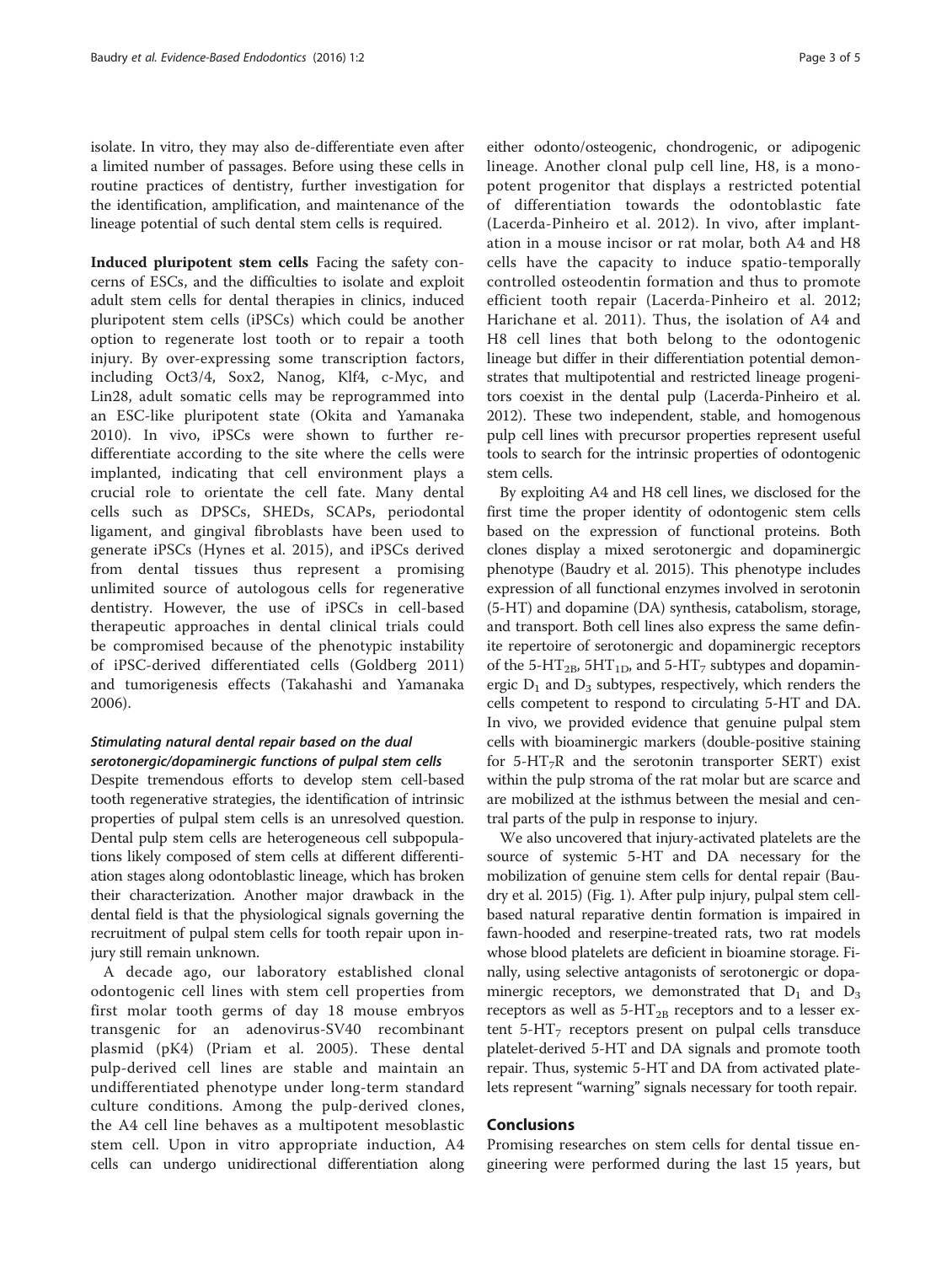isolate. In vitro, they may also de-differentiate even after a limited number of passages. Before using these cells in routine practices of dentistry, further investigation for the identification, amplification, and maintenance of the lineage potential of such dental stem cells is required.

**Induced pluripotent stem cells** Facing the safety concerns of ESCs, and the difficulties to isolate and exploit adult stem cells for dental therapies in clinics, induced pluripotent stem cells (iPSCs) which could be another option to regenerate lost tooth or to repair a tooth injury. By over-expressing some transcription factors, including Oct3/4, Sox2, Nanog, Klf4, c-Myc, and Lin28, adult somatic cells may be reprogrammed into an ESC-like pluripotent state (Okita and Yamanaka 2010). In vivo, iPSCs were shown to further re-differentiate according to the site where the cells were implanted, indicating that cell environment plays a crucial role to orientate the cell fate. Many dental cells such as DPSCs, SHEDs, SCAPs, periodontal ligament, and gingival fibroblasts have been used to generate iPSCs (Hynes et al. 2015), and iPSCs derived from dental tissues thus represent a promising unlimited source of autologous cells for regenerative dentistry. However, the use of iPSCs in cell-based therapeutic approaches in dental clinical trials could be compromised because of the phenotypic instability of iPSC-derived differentiated cells (Goldberg 2011) and tumorigenesis effects (Takahashi and Yamanaka 2006).

### *Stimulating natural dental repair based on the dual serotonergic/dopaminergic functions of pulpal stem cells*

Despite tremendous efforts to develop stem cell-based tooth regenerative strategies, the identification of intrinsic properties of pulpal stem cells is an unresolved question. Dental pulp stem cells are heterogeneous cell subpopulations likely composed of stem cells at different differentiation stages along odontoblastic lineage, which has broken their characterization. Another major drawback in the dental field is that the physiological signals governing the recruitment of pulpal stem cells for tooth repair upon injury still remain unknown.

A decade ago, our laboratory established clonal odontogenic cell lines with stem cell properties from first molar tooth germs of day 18 mouse embryos transgenic for an adenovirus-SV40 recombinant plasmid (pK4) (Priam et al. 2005). These dental pulp-derived cell lines are stable and maintain an undifferentiated phenotype under long-term standard culture conditions. Among the pulp-derived clones, the A4 cell line behaves as a multipotent mesoblastic stem cell. Upon in vitro appropriate induction, A4 cells can undergo unidirectional differentiation along either odonto/osteogenic, chondrogenic, or adipogenic lineage. Another clonal pulp cell line, H8, is a monopotent progenitor that displays a restricted potential of differentiation towards the odontoblastic fate (Lacerda-Pinheiro et al. 2012). In vivo, after implantation in a mouse incisor or rat molar, both A4 and H8 cells have the capacity to induce spatio-temporally controlled osteodentin formation and thus to promote efficient tooth repair (Lacerda-Pinheiro et al. 2012; Harichane et al. 2011). Thus, the isolation of A4 and H8 cell lines that both belong to the odontogenic lineage but differ in their differentiation potential demonstrates that multipotential and restricted lineage progenitors coexist in the dental pulp (Lacerda-Pinheiro et al. 2012). These two independent, stable, and homogenous pulp cell lines with precursor properties represent useful tools to search for the intrinsic properties of odontogenic stem cells.

By exploiting A4 and H8 cell lines, we disclosed for the first time the proper identity of odontogenic stem cells based on the expression of functional proteins. Both clones display a mixed serotonergic and dopaminergic phenotype (Baudry et al. 2015). This phenotype includes expression of all functional enzymes involved in serotonin (5-HT) and dopamine (DA) synthesis, catabolism, storage, and transport. Both cell lines also express the same definite repertoire of serotonergic and dopaminergic receptors of the 5-$HT_{2B}$, 5$HT_{1D}$, and 5-$HT_7$ subtypes and dopaminergic $D_1$ and $D_3$ subtypes, respectively, which renders the cells competent to respond to circulating 5-HT and DA. In vivo, we provided evidence that genuine pulpal stem cells with bioaminergic markers (double-positive staining for 5-$HT_7$R and the serotonin transporter SERT) exist within the pulp stroma of the rat molar but are scarce and are mobilized at the isthmus between the mesial and central parts of the pulp in response to injury.

We also uncovered that injury-activated platelets are the source of systemic 5-HT and DA necessary for the mobilization of genuine stem cells for dental repair (Baudry et al. 2015) (Fig. 1). After pulp injury, pulpal stem cell-based natural reparative dentin formation is impaired in fawn-hooded and reserpine-treated rats, two rat models whose blood platelets are deficient in bioamine storage. Finally, using selective antagonists of serotonergic or dopaminergic receptors, we demonstrated that $D_1$ and $D_3$ receptors as well as 5-$HT_{2B}$ receptors and to a lesser extent 5-$HT_7$ receptors present on pulpal cells transduce platelet-derived 5-HT and DA signals and promote tooth repair. Thus, systemic 5-HT and DA from activated platelets represent "warning" signals necessary for tooth repair.

## Conclusions

Promising researches on stem cells for dental tissue engineering were performed during the last 15 years, but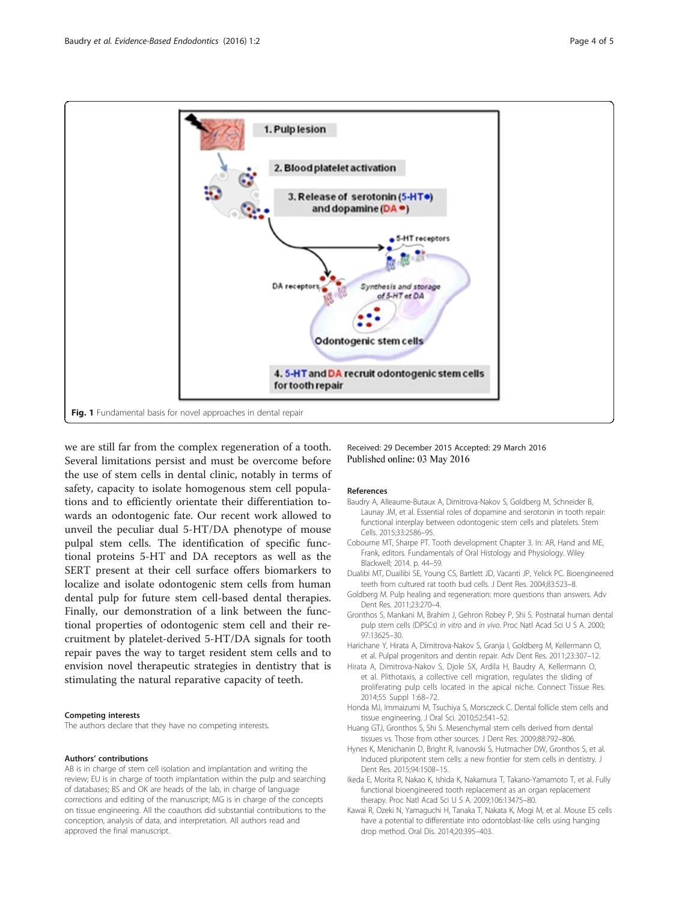Fig. 1 Fundamental basis for novel approaches in dental repair

we are still far from the complex regeneration of a tooth. Several limitations persist and must be overcome before the use of stem cells in dental clinic, notably in terms of safety, capacity to isolate homogenous stem cell populations and to efficiently orientate their differentiation towards an odontogenic fate. Our recent work allowed to unveil the peculiar dual 5-HT/DA phenotype of mouse pulpal stem cells. The identification of specific functional proteins 5-HT and DA receptors as well as the SERT present at their cell surface offers biomarkers to localize and isolate odontogenic stem cells from human dental pulp for future stem cell-based dental therapies. Finally, our demonstration of a link between the functional properties of odontogenic stem cell and their recruitment by platelet-derived 5-HT/DA signals for tooth repair paves the way to target resident stem cells and to envision novel therapeutic strategies in dentistry that is stimulating the natural reparative capacity of teeth.

### Competing interests

The authors declare that they have no competing interests.

### Authors' contributions

AB is in charge of stem cell isolation and implantation and writing the review; EU is in charge of tooth implantation within the pulp and searching of databases; BS and OK are heads of the lab, in charge of language corrections and editing of the manuscript; MG is in charge of the concepts on tissue engineering. All the coauthors did substantial contributions to the conception, analysis of data, and interpretation. All authors read and approved the final manuscript.

Received: 29 December 2015 Accepted: 29 March 2016
Published online: 03 May 2016

### References

Baudry A, Alleaume-Butaux A, Dimitrova-Nakov S, Goldberg M, Schneider B, Launay JM, et al. Essential roles of dopamine and serotonin in tooth repair: functional interplay between odontogenic stem cells and platelets. Stem Cells. 2015;33:2586–95.

Cobourne MT, Sharpe PT. Tooth development Chapter 3. In: AR, Hand and ME, Frank, editors. Fundamentals of Oral Histology and Physiology. Wiley Blackwell; 2014. p. 44–59.

Dualibi MT, Duailibi SE, Young CS, Bartlett JD, Vacanti JP, Yelick PC. Bioengineered teeth from cultured rat tooth bud cells. J Dent Res. 2004;83:523–8.

Goldberg M. Pulp healing and regeneration: more questions than answers. Adv Dent Res. 2011;23:270–4.

Gronthos S, Mankani M, Brahim J, Gehron Robey P, Shi S. Postnatal human dental pulp stem cells (DPSCs) *in vitro* and *in vivo*. Proc Natl Acad Sci U S A. 2000; 97:13625–30.

Harichane Y, Hirata A, Dimitrova-Nakov S, Granja I, Goldberg M, Kellermann O, et al. Pulpal progenitors and dentin repair. Adv Dent Res. 2011;23:307–12.

Hirata A, Dimitrova-Nakov S, Djole SX, Ardila H, Baudry A, Kellermann O, et al. Plithotaxis, a collective cell migration, regulates the sliding of proliferating pulp cells located in the apical niche. Connect Tissue Res. 2014;55 Suppl 1:68–72.

Honda MJ, Immaizumi M, Tsuchiya S, Morsczeck C. Dental follicle stem cells and tissue engineering. J Oral Sci. 2010;52:541–52.

Huang GTJ, Gronthos S, Shi S. Mesenchymal stem cells derived from dental tissues vs. Those from other sources. J Dent Res. 2009;88:792–806.

Hynes K, Menichanin D, Bright R, Ivanovski S, Hutmacher DW, Gronthos S, et al. Induced pluripotent stem cells: a new frontier for stem cells in dentistry. J Dent Res. 2015;94:1508–15.

Ikeda E, Morita R, Nakao K, Ishida K, Nakamura T, Takano-Yamamoto T, et al. Fully functional bioengineered tooth replacement as an organ replacement therapy. Proc Natl Acad Sci U S A. 2009;106:13475–80.

Kawai R, Ozeki N, Yamaguchi H, Tanaka T, Nakata K, Mogi M, et al. Mouse ES cells have a potential to differentiate into odontoblast-like cells using hanging drop method. Oral Dis. 2014;20:395–403.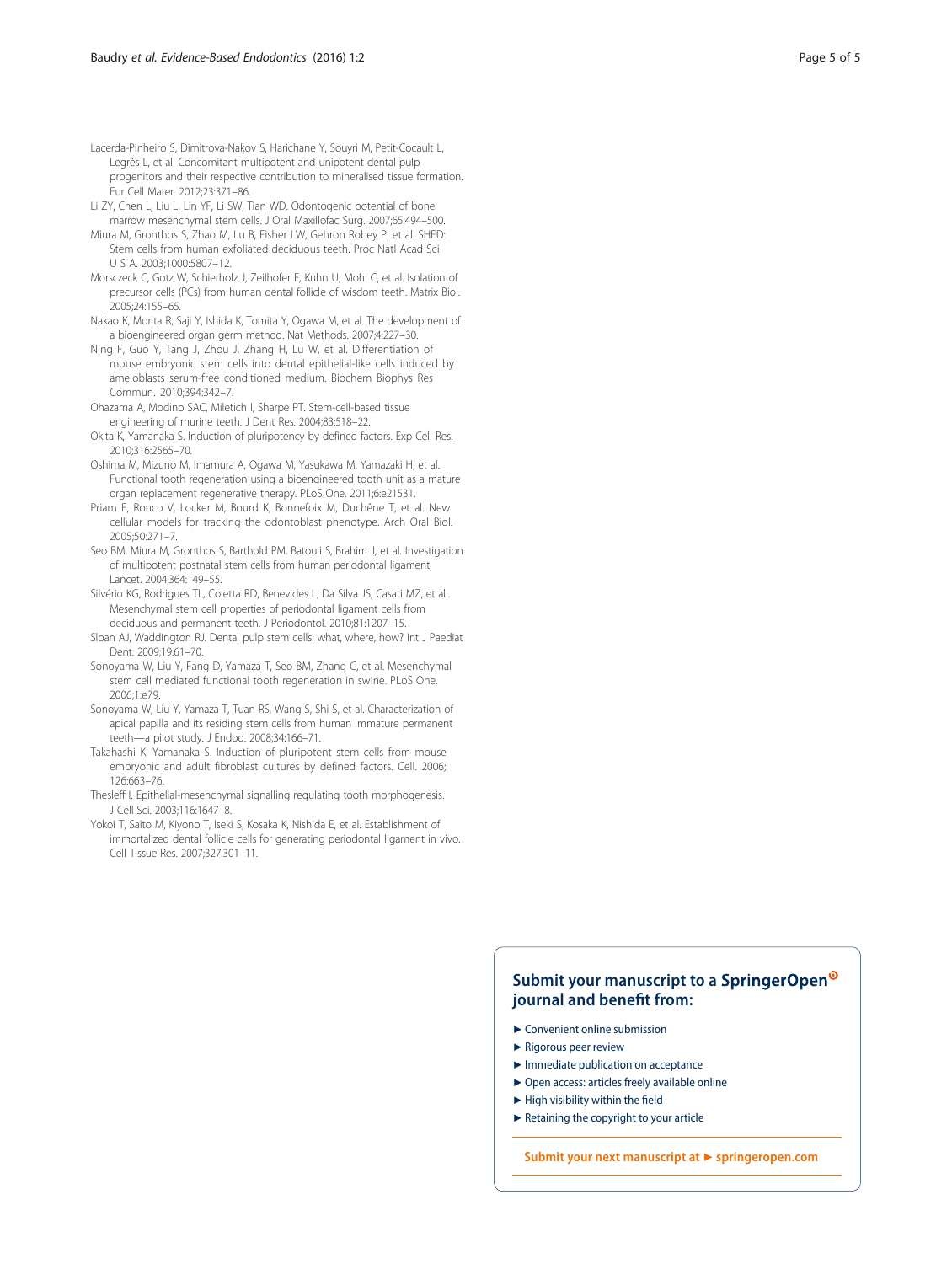Lacerda-Pinheiro S, Dimitrova-Nakov S, Harichane Y, Souyri M, Petit-Cocault L, Legrès L, et al. Concomitant multipotent and unipotent dental pulp progenitors and their respective contribution to mineralised tissue formation. Eur Cell Mater. 2012;23:371–86.

Li ZY, Chen L, Liu L, Lin YF, Li SW, Tian WD. Odontogenic potential of bone marrow mesenchymal stem cells. J Oral Maxillofac Surg. 2007;65:494–500.

Miura M, Gronthos S, Zhao M, Lu B, Fisher LW, Gehron Robey P, et al. SHED: Stem cells from human exfoliated deciduous teeth. Proc Natl Acad Sci U S A. 2003;1000:5807–12.

Morsczeck C, Gotz W, Schierholz J, Zeilhofer F, Kuhn U, Mohl C, et al. Isolation of precursor cells (PCs) from human dental follicle of wisdom teeth. Matrix Biol. 2005;24:155–65.

Nakao K, Morita R, Saji Y, Ishida K, Tomita Y, Ogawa M, et al. The development of a bioengineered organ germ method. Nat Methods. 2007;4:227–30.

Ning F, Guo Y, Tang J, Zhou J, Zhang H, Lu W, et al. Differentiation of mouse embryonic stem cells into dental epithelial-like cells induced by ameloblasts serum-free conditioned medium. Biochem Biophys Res Commun. 2010;394:342–7.

Ohazama A, Modino SAC, Miletich I, Sharpe PT. Stem-cell-based tissue engineering of murine teeth. J Dent Res. 2004;83:518–22.

Okita K, Yamanaka S. Induction of pluripotency by defined factors. Exp Cell Res. 2010;316:2565–70.

Oshima M, Mizuno M, Imamura A, Ogawa M, Yasukawa M, Yamazaki H, et al. Functional tooth regeneration using a bioengineered tooth unit as a mature organ replacement regenerative therapy. PLoS One. 2011;6:e21531.

Priam F, Ronco V, Locker M, Bourd K, Bonnefoix M, Duchêne T, et al. New cellular models for tracking the odontoblast phenotype. Arch Oral Biol. 2005;50:271–7.

Seo BM, Miura M, Gronthos S, Barthold PM, Batouli S, Brahim J, et al. Investigation of multipotent postnatal stem cells from human periodontal ligament. Lancet. 2004;364:149–55.

Silvério KG, Rodrigues TL, Coletta RD, Benevides L, Da Silva JS, Casati MZ, et al. Mesenchymal stem cell properties of periodontal ligament cells from deciduous and permanent teeth. J Periodontol. 2010;81:1207–15.

Sloan AJ, Waddington RJ. Dental pulp stem cells: what, where, how? Int J Paediat Dent. 2009;19:61–70.

Sonoyama W, Liu Y, Fang D, Yamaza T, Seo BM, Zhang C, et al. Mesenchymal stem cell mediated functional tooth regeneration in swine. PLoS One. 2006;1:e79.

Sonoyama W, Liu Y, Yamaza T, Tuan RS, Wang S, Shi S, et al. Characterization of apical papilla and its residing stem cells from human immature permanent teeth—a pilot study. J Endod. 2008;34:166–71.

Takahashi K, Yamanaka S. Induction of pluripotent stem cells from mouse embryonic and adult fibroblast cultures by defined factors. Cell. 2006; 126:663–76.

Thesleff I. Epithelial-mesenchymal signalling regulating tooth morphogenesis. J Cell Sci. 2003;116:1647–8.

Yokoi T, Saito M, Kiyono T, Iseki S, Kosaka K, Nishida E, et al. Establishment of immortalized dental follicle cells for generating periodontal ligament in vivo. Cell Tissue Res. 2007;327:301–11.

**Submit your manuscript to a SpringerOpen journal and benefit from:**

- ► Convenient online submission
- ► Rigorous peer review
- ► Immediate publication on acceptance
- ► Open access: articles freely available online
- ► High visibility within the field
- ► Retaining the copyright to your article

**Submit your next manuscript at ► springeropen.com**